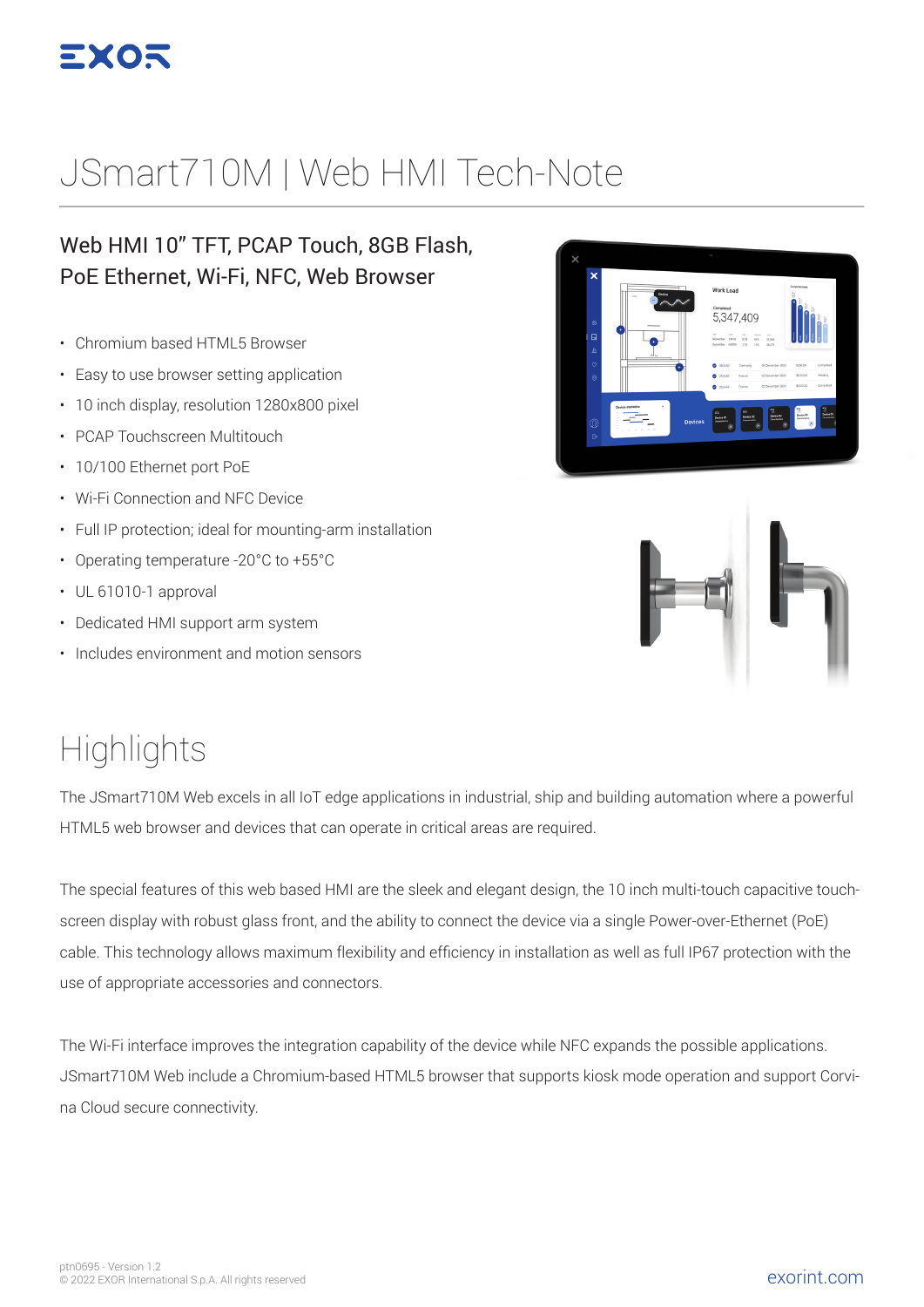# JSmart710M | Web HMI Tech-Note

## Web HMI 10" TFT, PCAP Touch, 8GB Flash, PoE Ethernet, Wi-Fi, NFC, Web Browser

- Chromium based HTML5 Browser
- Easy to use browser setting application
- 10 inch display, resolution 1280x800 pixel
- PCAP Touchscreen Multitouch
- 10/100 Ethernet port PoE
- Wi-Fi Connection and NFC Device
- Full IP protection; ideal for mounting-arm installation
- Operating temperature -20°C to +55°C
- UL 61010-1 approval
- Dedicated HMI support arm system
- Includes environment and motion sensors

# Highlights

The JSmart710M Web excels in all IoT edge applications in industrial, ship and building automation where a powerful HTML5 web browser and devices that can operate in critical areas are required.

The special features of this web based HMI are the sleek and elegant design, the 10 inch multi-touch capacitive touch-screen display with robust glass front, and the ability to connect the device via a single Power-over-Ethernet (PoE) cable. This technology allows maximum flexibility and efficiency in installation as well as full IP67 protection with the use of appropriate accessories and connectors.

The Wi-Fi interface improves the integration capability of the device while NFC expands the possible applications. JSmart710M Web include a Chromium-based HTML5 browser that supports kiosk mode operation and support Corvina Cloud secure connectivity.

ptn0695 - Version 1.2
© 2022 EXOR International S.p.A. All rights reserved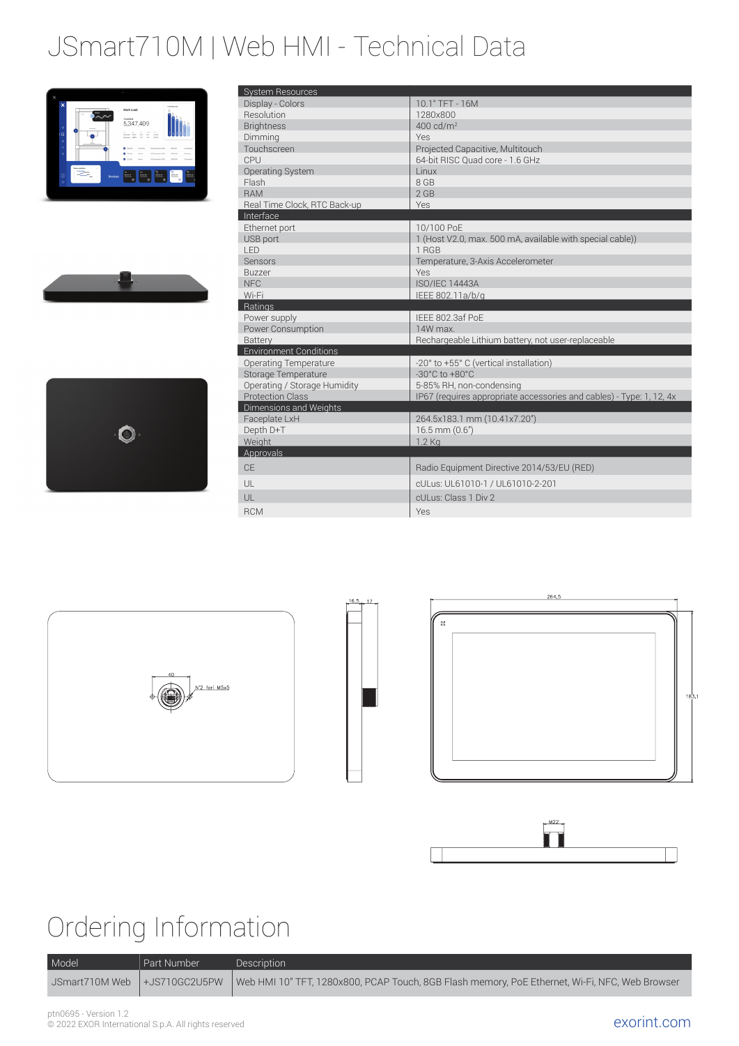# JSmart710M | Web HMI - Technical Data

| | |
|---|---|
| **System Resources** | |
| Display - Colors | 10.1" TFT - 16M |
| Resolution | 1280x800 |
| Brightness | 400 cd/m² |
| Dimming | Yes |
| Touchscreen | Projected Capacitive, Multitouch |
| CPU | 64-bit RISC Quad core - 1.6 GHz |
| Operating System | Linux |
| Flash | 8 GB |
| RAM | 2 GB |
| Real Time Clock, RTC Back-up | Yes |
| **Interface** | |
| Ethernet port | 10/100 PoE |
| USB port | 1 (Host V2.0, max. 500 mA, available with special cable)) |
| LED | 1 RGB |
| Sensors | Temperature, 3-Axis Accelerometer |
| Buzzer | Yes |
| NFC | ISO/IEC 14443A |
| Wi-Fi | IEEE 802.11a/b/g |
| **Ratings** | |
| Power supply | IEEE 802.3af PoE |
| Power Consumption | 14W max. |
| Battery | Rechargeable Lithium battery, not user-replaceable |
| **Environment Conditions** | |
| Operating Temperature | -20° to +55° C (vertical installation) |
| Storage Temperature | -30°C to +80°C |
| Operating / Storage Humidity | 5-85% RH, non-condensing |
| Protection Class | IP67 (requires appropriate accessories and cables) - Type: 1, 12, 4x |
| **Dimensions and Weights** | |
| Faceplate LxH | 264.5x183.1 mm (10.41x7.20") |
| Depth D+T | 16.5 mm (0.6") |
| Weight | 1.2 Kg |
| **Approvals** | |
| CE | Radio Equipment Directive 2014/53/EU (RED) |
| UL | cULus: UL61010-1 / UL61010-2-201 |
| UL | cULus: Class 1 Div 2 |
| RCM | Yes |

40

N°2 fori M5x5

16,5 17

264,5

183,1

M22

# Ordering Information

| Model | Part Number | Description |
|---|---|---|
| JSmart710M Web | +JS710GC2U5PW | Web HMI 10" TFT, 1280x800, PCAP Touch, 8GB Flash memory, PoE Ethernet, Wi-Fi, NFC, Web Browser |

ptn0695 - Version 1.2
© 2022 EXOR International S.p.A. All rights reserved

exorint.com